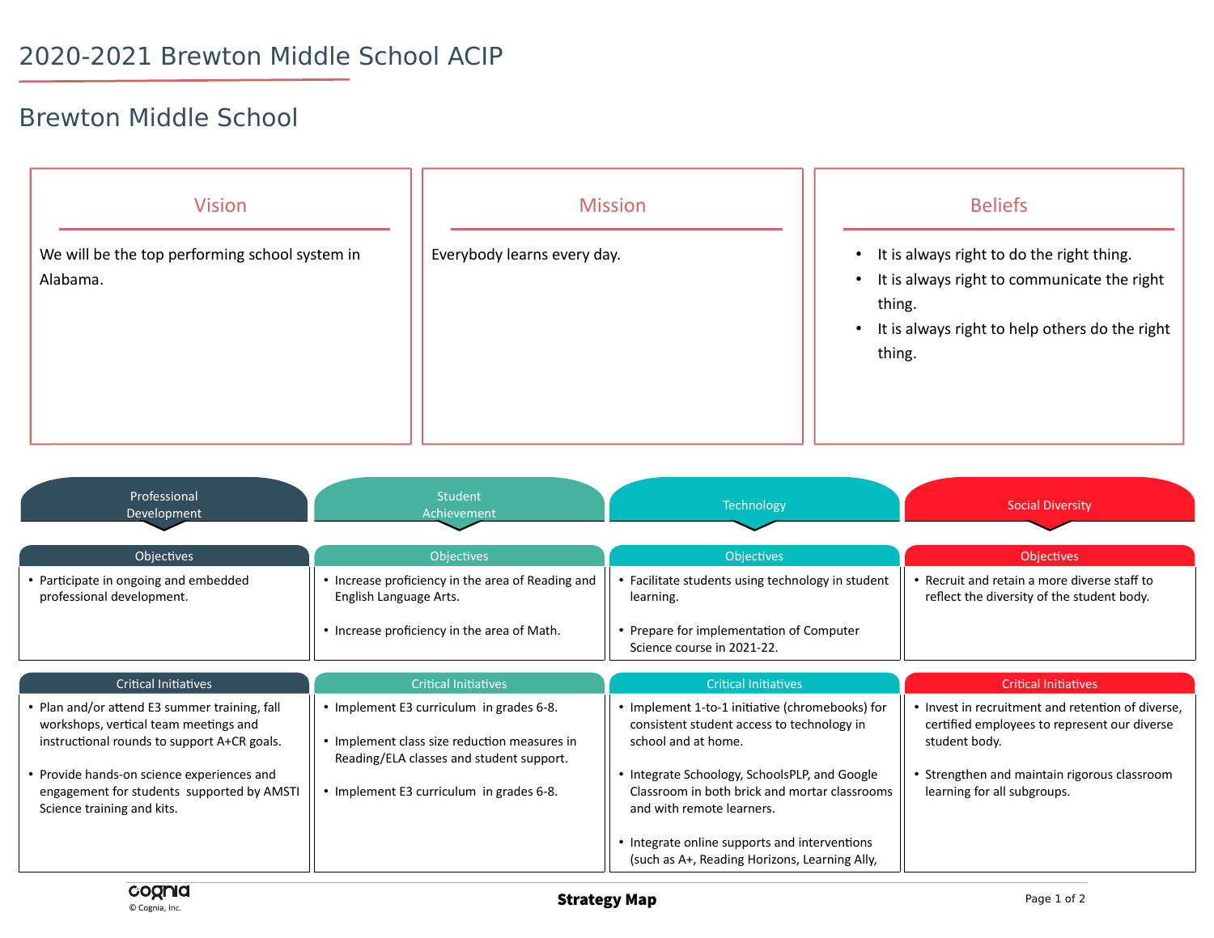# 2020-2021 Brewton Middle School ACIP

## Brewton Middle School

### Vision

We will be the top performing school system in Alabama.

### Mission

Everybody learns every day.

### Beliefs

- It is always right to do the right thing.
- It is always right to communicate the right thing.
- It is always right to help others do the right thing.

### Professional Development

**Objectives**

- Participate in ongoing and embedded professional development.

**Critical Initiatives**

- Plan and/or attend E3 summer training, fall workshops, vertical team meetings and instructional rounds to support A+CR goals.
- Provide hands-on science experiences and engagement for students supported by AMSTI Science training and kits.

### Student Achievement

**Objectives**

- Increase proficiency in the area of Reading and English Language Arts.
- Increase proficiency in the area of Math.

**Critical Initiatives**

- Implement E3 curriculum in grades 6-8.
- Implement class size reduction measures in Reading/ELA classes and student support.
- Implement E3 curriculum in grades 6-8.

### Technology

**Objectives**

- Facilitate students using technology in student learning.
- Prepare for implementation of Computer Science course in 2021-22.

**Critical Initiatives**

- Implement 1-to-1 initiative (chromebooks) for consistent student access to technology in school and at home.
- Integrate Schoology, SchoolsPLP, and Google Classroom in both brick and mortar classrooms and with remote learners.
- Integrate online supports and interventions (such as A+, Reading Horizons, Learning Ally,

### Social Diversity

**Objectives**

- Recruit and retain a more diverse staff to reflect the diversity of the student body.

**Critical Initiatives**

- Invest in recruitment and retention of diverse, certified employees to represent our diverse student body.
- Strengthen and maintain rigorous classroom learning for all subgroups.

cognia
© Cognia, Inc.

**Strategy Map**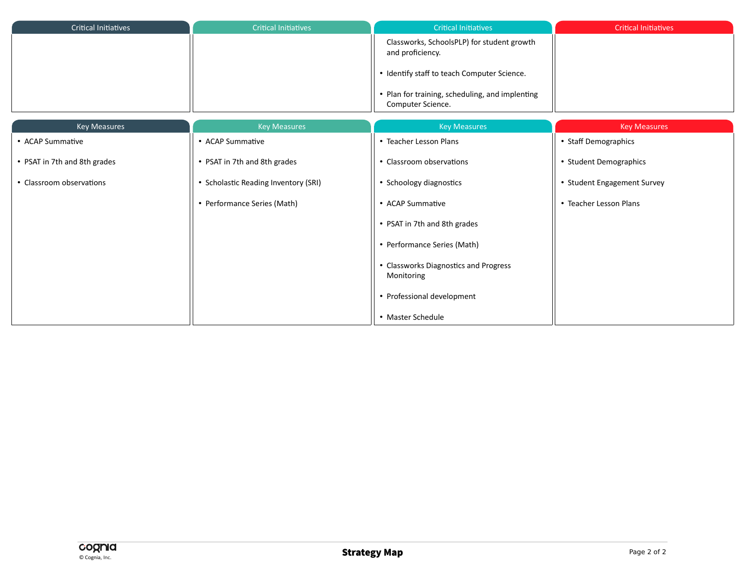| Critical Initiatives | Critical Initiatives | Critical Initiatives | Critical Initiatives |
|---|---|---|---|
| | | Classworks, SchoolsPLP) for student growth and proficiency.<br>• Identify staff to teach Computer Science.<br>• Plan for training, scheduling, and implenting Computer Science. | |

| Key Measures | Key Measures | Key Measures | Key Measures |
|---|---|---|---|
| • ACAP Summative<br>• PSAT in 7th and 8th grades<br>• Classroom observations | • ACAP Summative<br>• PSAT in 7th and 8th grades<br>• Scholastic Reading Inventory (SRI)<br>• Performance Series (Math) | • Teacher Lesson Plans<br>• Classroom observations<br>• Schoology diagnostics<br>• ACAP Summative<br>• PSAT in 7th and 8th grades<br>• Performance Series (Math)<br>• Classworks Diagnostics and Progress Monitoring<br>• Professional development<br>• Master Schedule | • Staff Demographics<br>• Student Demographics<br>• Student Engagement Survey<br>• Teacher Lesson Plans |